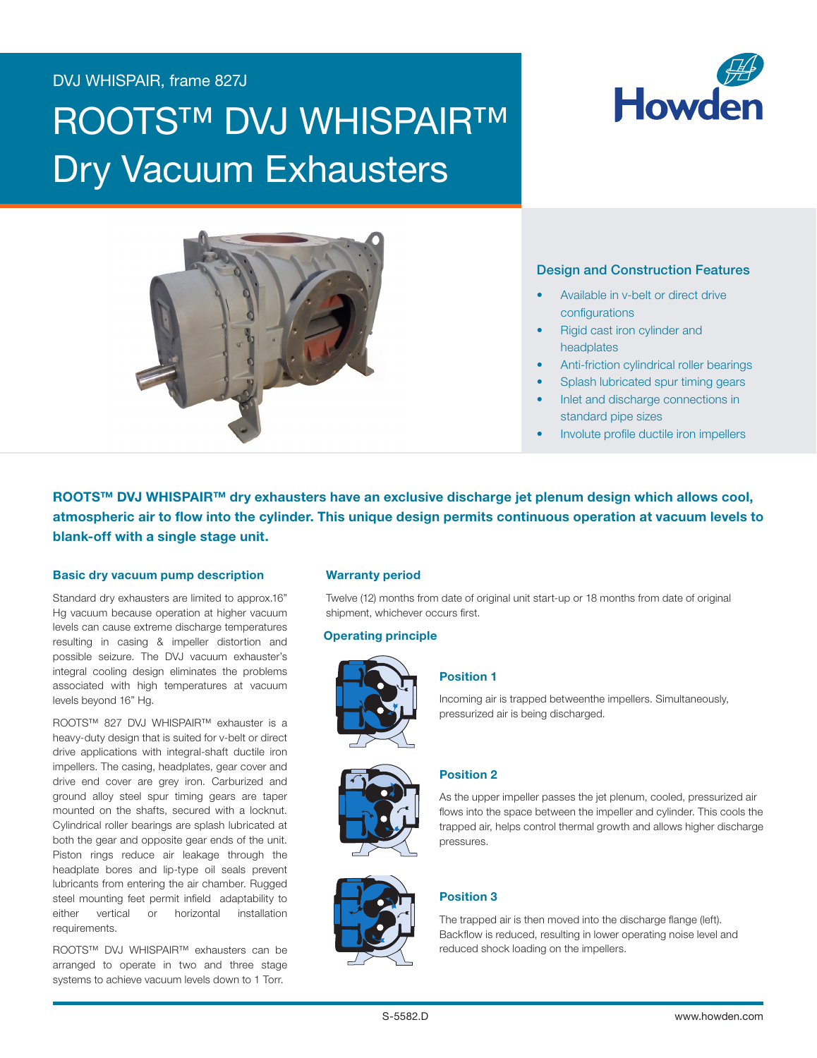DVJ WHISPAIR, frame 827J

# ROOTS™ DVJ WHISPAIR™ Dry Vacuum Exhausters

Howden

## Design and Construction Features

- Available in v-belt or direct drive configurations
- Rigid cast iron cylinder and headplates
- Anti-friction cylindrical roller bearings
- Splash lubricated spur timing gears
- Inlet and discharge connections in standard pipe sizes
- Involute profile ductile iron impellers

**ROOTS™ DVJ WHISPAIR™ dry exhausters have an exclusive discharge jet plenum design which allows cool, atmospheric air to flow into the cylinder. This unique design permits continuous operation at vacuum levels to blank-off with a single stage unit.**

### Basic dry vacuum pump description

Standard dry exhausters are limited to approx.16" Hg vacuum because operation at higher vacuum levels can cause extreme discharge temperatures resulting in casing & impeller distortion and possible seizure. The DVJ vacuum exhauster's integral cooling design eliminates the problems associated with high temperatures at vacuum levels beyond 16" Hg.

ROOTS™ 827 DVJ WHISPAIR™ exhauster is a heavy-duty design that is suited for v-belt or direct drive applications with integral-shaft ductile iron impellers. The casing, headplates, gear cover and drive end cover are grey iron. Carburized and ground alloy steel spur timing gears are taper mounted on the shafts, secured with a locknut. Cylindrical roller bearings are splash lubricated at both the gear and opposite gear ends of the unit. Piston rings reduce air leakage through the headplate bores and lip-type oil seals prevent lubricants from entering the air chamber. Rugged steel mounting feet permit infield adaptability to either vertical or horizontal installation requirements.

ROOTS™ DVJ WHISPAIR™ exhausters can be arranged to operate in two and three stage systems to achieve vacuum levels down to 1 Torr.

### Warranty period

Twelve (12) months from date of original unit start-up or 18 months from date of original shipment, whichever occurs first.

### Operating principle

#### Position 1

Incoming air is trapped betweenthe impellers. Simultaneously, pressurized air is being discharged.

#### Position 2

As the upper impeller passes the jet plenum, cooled, pressurized air flows into the space between the impeller and cylinder. This cools the trapped air, helps control thermal growth and allows higher discharge pressures.

#### Position 3

The trapped air is then moved into the discharge flange (left). Backflow is reduced, resulting in lower operating noise level and reduced shock loading on the impellers.

S-5582.D

www.howden.com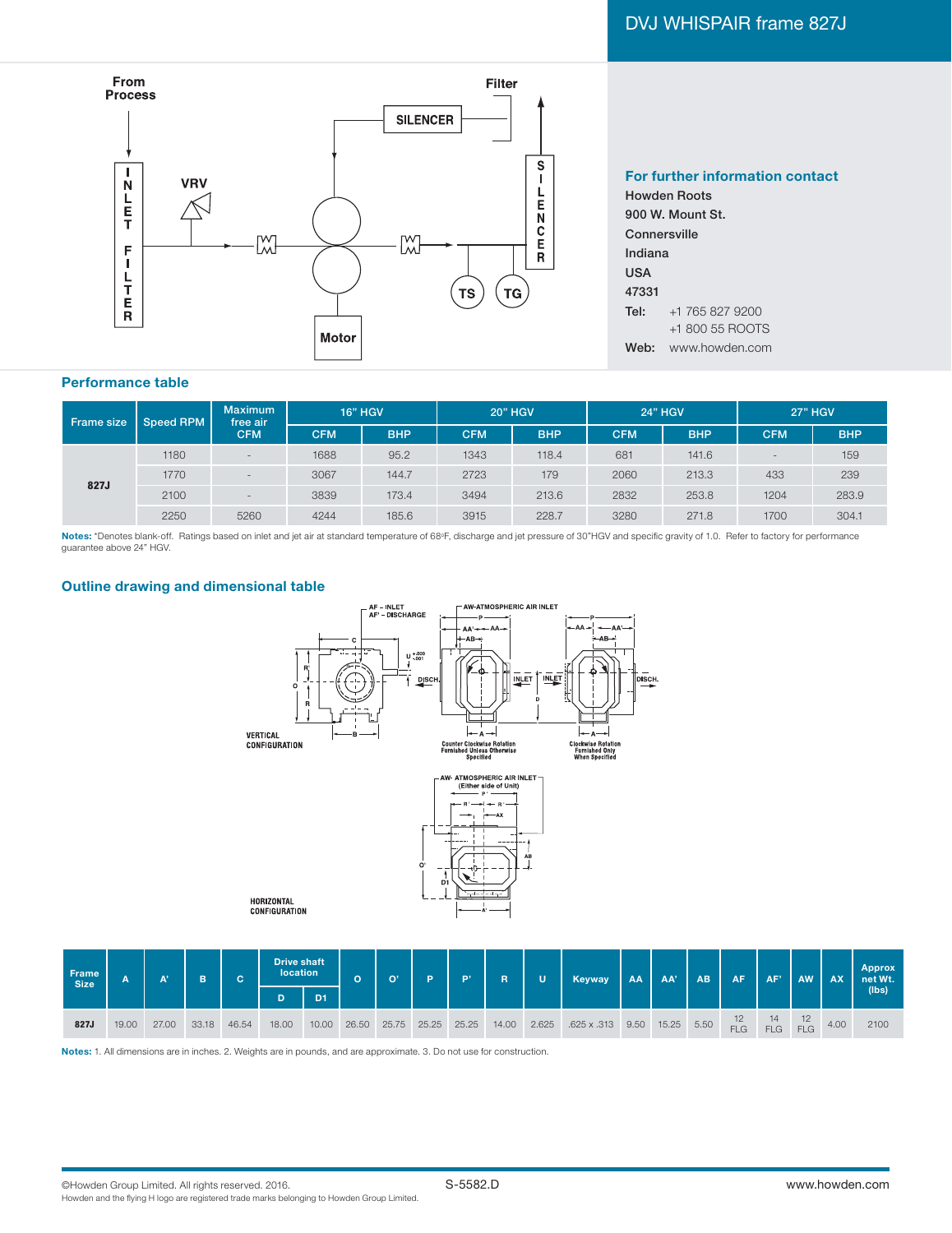# DVJ WHISPAIR frame 827J

From Process

Filter

SILENCER

INLET FILTER

VRV

SILENCER

TS

TG

Motor

**For further information contact**

Howden Roots
900 W. Mount St.
Connersville
Indiana
USA
47331

Tel: +1 765 827 9200
+1 800 55 ROOTS

Web: www.howden.com

## Performance table

| Frame size | Speed RPM | Maximum free air CFM | 16" HGV | | 20" HGV | | 24" HGV | | 27" HGV | |
|---|---|---|---|---|---|---|---|---|---|---|
| | | | CFM | BHP | CFM | BHP | CFM | BHP | CFM | BHP |
| 827J | 1180 | - | 1688 | 95.2 | 1343 | 118.4 | 681 | 141.6 | - | 159 |
| | 1770 | - | 3067 | 144.7 | 2723 | 179 | 2060 | 213.3 | 433 | 239 |
| | 2100 | - | 3839 | 173.4 | 3494 | 213.6 | 2832 | 253.8 | 1204 | 283.9 |
| | 2250 | 5260 | 4244 | 185.6 | 3915 | 228.7 | 3280 | 271.8 | 1700 | 304.1 |

**Notes:** *Denotes blank-off. Ratings based on inlet and jet air at standard temperature of 68°F, discharge and jet pressure of 30"HGV and specific gravity of 1.0. Refer to factory for performance guarantee above 24" HGV.

## Outline drawing and dimensional table

AF – INLET
AF' – DISCHARGE

AW-ATMOSPHERIC AIR INLET

VERTICAL CONFIGURATION

Counter Clockwise Rotation Furnished Unless Otherwise Specified

Clockwise Rotation Furnished Only When Specified

AW- ATMOSPHERIC AIR INLET (Either side of Unit)

HORIZONTAL CONFIGURATION

| Frame Size | A | A' | B | C | Drive shaft location | | O | O' | P | P' | R | U | Keyway | AA | AA' | AB | AF | AF' | AW | AX | Approx net Wt. (lbs) |
|---|---|---|---|---|---|---|---|---|---|---|---|---|---|---|---|---|---|---|---|---|---|
| | | | | | D | D1 | | | | | | | | | | | | | | | |
| 827J | 19.00 | 27.00 | 33.18 | 46.54 | 18.00 | 10.00 | 26.50 | 25.75 | 25.25 | 25.25 | 14.00 | 2.625 | .625 x .313 | 9.50 | 15.25 | 5.50 | 12 FLG | 14 FLG | 12 FLG | 4.00 | 2100 |

**Notes:** 1. All dimensions are in inches. 2. Weights are in pounds, and are approximate. 3. Do not use for construction.

©Howden Group Limited. All rights reserved. 2016.
Howden and the flying H logo are registered trade marks belonging to Howden Group Limited.

S-5582.D

www.howden.com